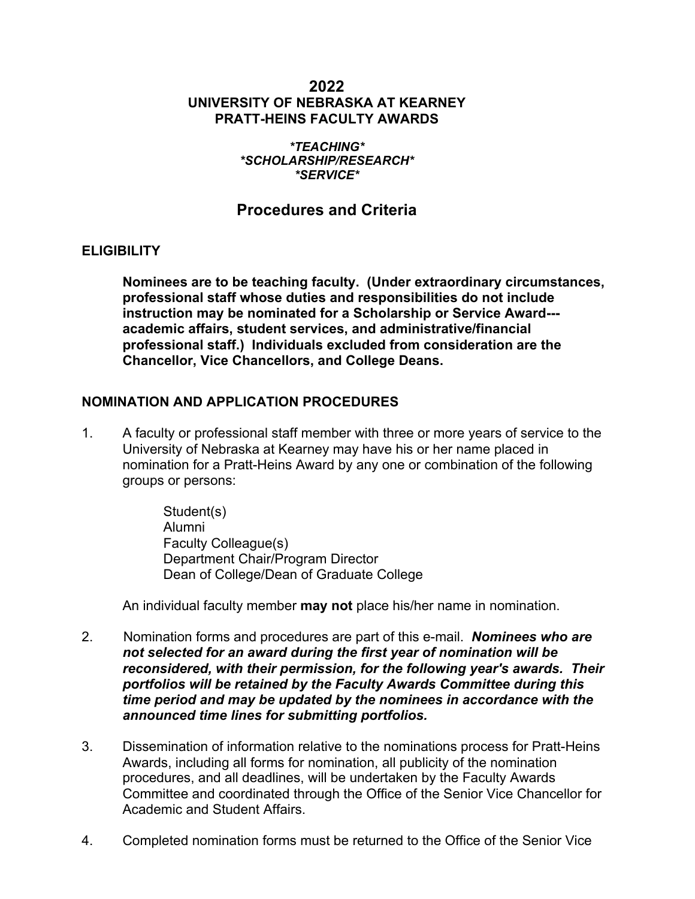# 2022
# UNIVERSITY OF NEBRASKA AT KEARNEY
# PRATT-HEINS FACULTY AWARDS

***TEACHING***
***SCHOLARSHIP/RESEARCH***
***SERVICE***

## Procedures and Criteria

### ELIGIBILITY

**Nominees are to be teaching faculty. (Under extraordinary circumstances, professional staff whose duties and responsibilities do not include instruction may be nominated for a Scholarship or Service Award---academic affairs, student services, and administrative/financial professional staff.) Individuals excluded from consideration are the Chancellor, Vice Chancellors, and College Deans.**

### NOMINATION AND APPLICATION PROCEDURES

1. A faculty or professional staff member with three or more years of service to the University of Nebraska at Kearney may have his or her name placed in nomination for a Pratt-Heins Award by any one or combination of the following groups or persons:

   Student(s)
   Alumni
   Faculty Colleague(s)
   Department Chair/Program Director
   Dean of College/Dean of Graduate College

   An individual faculty member **may not** place his/her name in nomination.

2. Nomination forms and procedures are part of this e-mail. ***Nominees who are not selected for an award during the first year of nomination will be reconsidered, with their permission, for the following year's awards. Their portfolios will be retained by the Faculty Awards Committee during this time period and may be updated by the nominees in accordance with the announced time lines for submitting portfolios.***

3. Dissemination of information relative to the nominations process for Pratt-Heins Awards, including all forms for nomination, all publicity of the nomination procedures, and all deadlines, will be undertaken by the Faculty Awards Committee and coordinated through the Office of the Senior Vice Chancellor for Academic and Student Affairs.

4. Completed nomination forms must be returned to the Office of the Senior Vice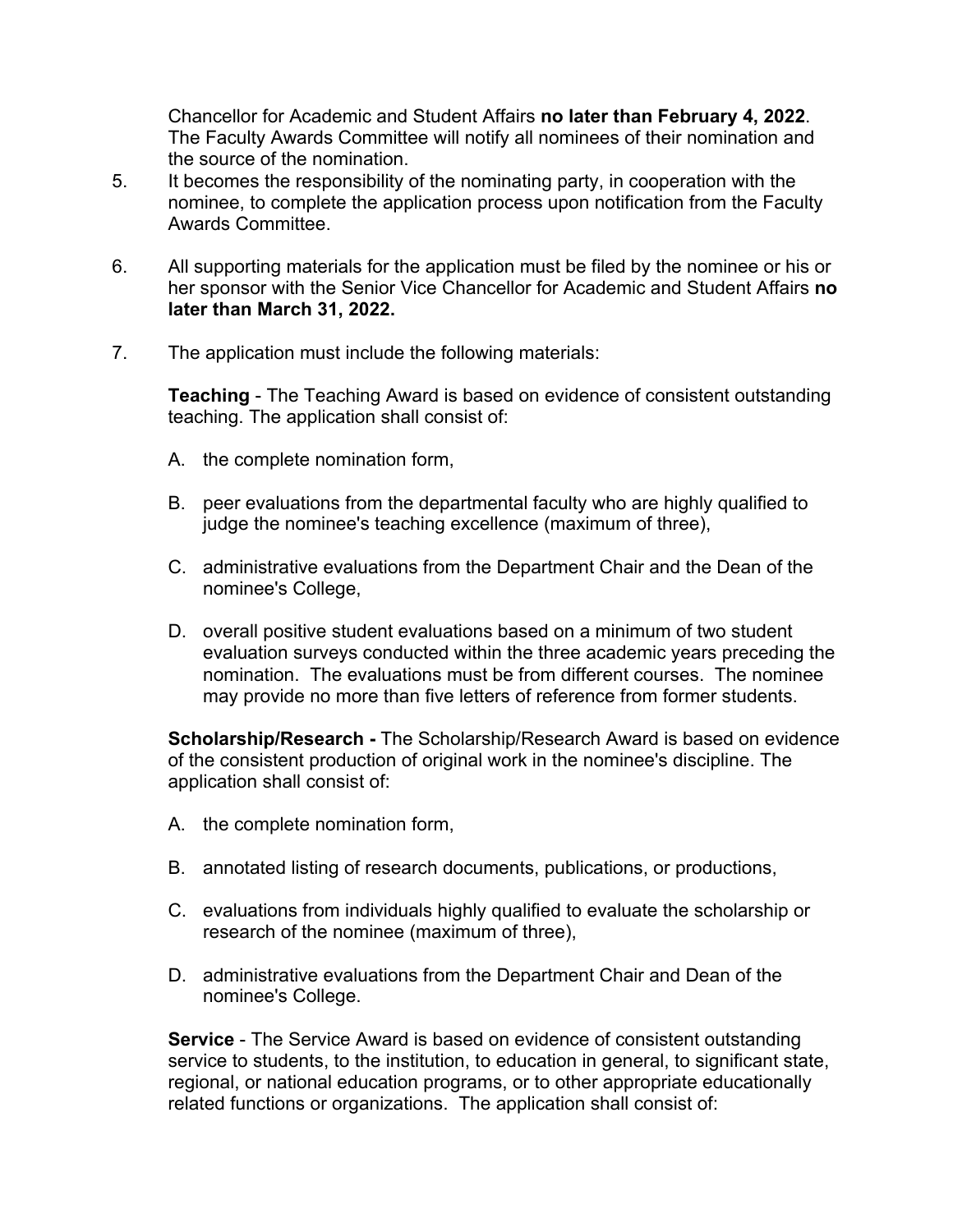Chancellor for Academic and Student Affairs **no later than February 4, 2022**. The Faculty Awards Committee will notify all nominees of their nomination and the source of the nomination.

5. It becomes the responsibility of the nominating party, in cooperation with the nominee, to complete the application process upon notification from the Faculty Awards Committee.

6. All supporting materials for the application must be filed by the nominee or his or her sponsor with the Senior Vice Chancellor for Academic and Student Affairs **no later than March 31, 2022.**

7. The application must include the following materials:

   **Teaching** - The Teaching Award is based on evidence of consistent outstanding teaching. The application shall consist of:

   A. the complete nomination form,

   B. peer evaluations from the departmental faculty who are highly qualified to judge the nominee's teaching excellence (maximum of three),

   C. administrative evaluations from the Department Chair and the Dean of the nominee's College,

   D. overall positive student evaluations based on a minimum of two student evaluation surveys conducted within the three academic years preceding the nomination. The evaluations must be from different courses. The nominee may provide no more than five letters of reference from former students.

   **Scholarship/Research -** The Scholarship/Research Award is based on evidence of the consistent production of original work in the nominee's discipline. The application shall consist of:

   A. the complete nomination form,

   B. annotated listing of research documents, publications, or productions,

   C. evaluations from individuals highly qualified to evaluate the scholarship or research of the nominee (maximum of three),

   D. administrative evaluations from the Department Chair and Dean of the nominee's College.

   **Service** - The Service Award is based on evidence of consistent outstanding service to students, to the institution, to education in general, to significant state, regional, or national education programs, or to other appropriate educationally related functions or organizations. The application shall consist of: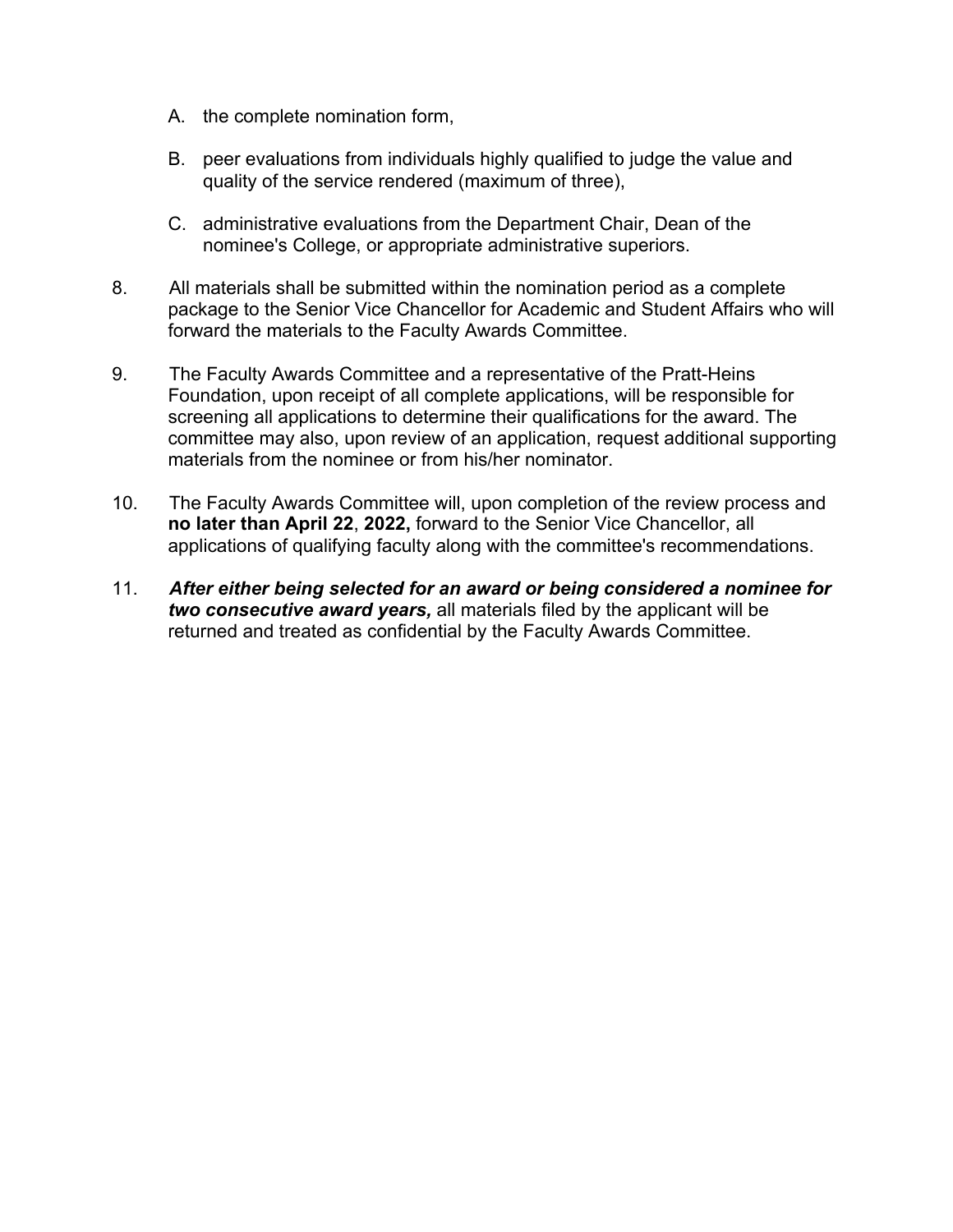A. the complete nomination form,

B. peer evaluations from individuals highly qualified to judge the value and quality of the service rendered (maximum of three),

C. administrative evaluations from the Department Chair, Dean of the nominee's College, or appropriate administrative superiors.

8. All materials shall be submitted within the nomination period as a complete package to the Senior Vice Chancellor for Academic and Student Affairs who will forward the materials to the Faculty Awards Committee.

9. The Faculty Awards Committee and a representative of the Pratt-Heins Foundation, upon receipt of all complete applications, will be responsible for screening all applications to determine their qualifications for the award. The committee may also, upon review of an application, request additional supporting materials from the nominee or from his/her nominator.

10. The Faculty Awards Committee will, upon completion of the review process and **no later than April 22**, **2022,** forward to the Senior Vice Chancellor, all applications of qualifying faculty along with the committee's recommendations.

11. ***After either being selected for an award or being considered a nominee for two consecutive award years,*** all materials filed by the applicant will be returned and treated as confidential by the Faculty Awards Committee.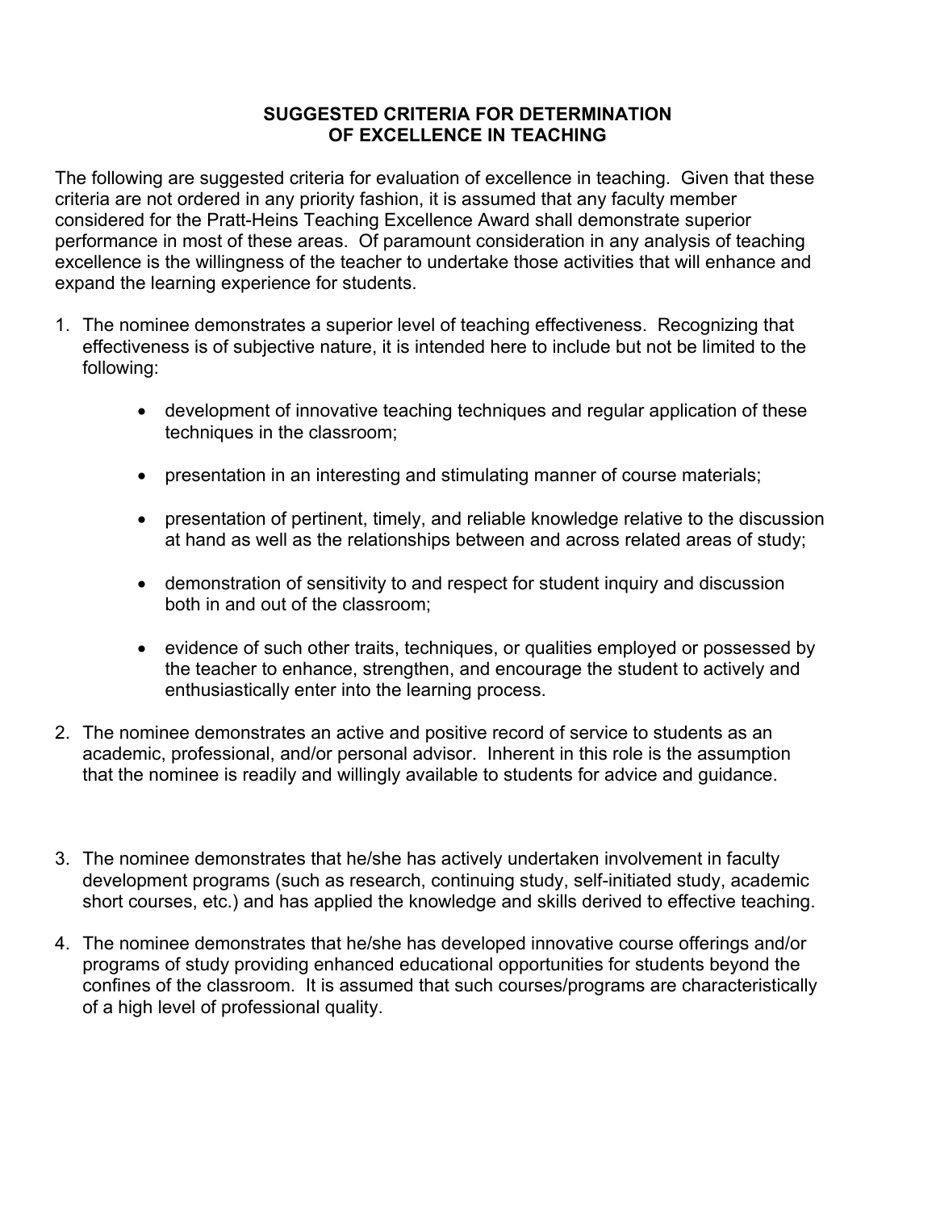# SUGGESTED CRITERIA FOR DETERMINATION OF EXCELLENCE IN TEACHING

The following are suggested criteria for evaluation of excellence in teaching. Given that these criteria are not ordered in any priority fashion, it is assumed that any faculty member considered for the Pratt-Heins Teaching Excellence Award shall demonstrate superior performance in most of these areas. Of paramount consideration in any analysis of teaching excellence is the willingness of the teacher to undertake those activities that will enhance and expand the learning experience for students.

1. The nominee demonstrates a superior level of teaching effectiveness. Recognizing that effectiveness is of subjective nature, it is intended here to include but not be limited to the following:

    - development of innovative teaching techniques and regular application of these techniques in the classroom;

    - presentation in an interesting and stimulating manner of course materials;

    - presentation of pertinent, timely, and reliable knowledge relative to the discussion at hand as well as the relationships between and across related areas of study;

    - demonstration of sensitivity to and respect for student inquiry and discussion both in and out of the classroom;

    - evidence of such other traits, techniques, or qualities employed or possessed by the teacher to enhance, strengthen, and encourage the student to actively and enthusiastically enter into the learning process.

2. The nominee demonstrates an active and positive record of service to students as an academic, professional, and/or personal advisor. Inherent in this role is the assumption that the nominee is readily and willingly available to students for advice and guidance.

3. The nominee demonstrates that he/she has actively undertaken involvement in faculty development programs (such as research, continuing study, self-initiated study, academic short courses, etc.) and has applied the knowledge and skills derived to effective teaching.

4. The nominee demonstrates that he/she has developed innovative course offerings and/or programs of study providing enhanced educational opportunities for students beyond the confines of the classroom. It is assumed that such courses/programs are characteristically of a high level of professional quality.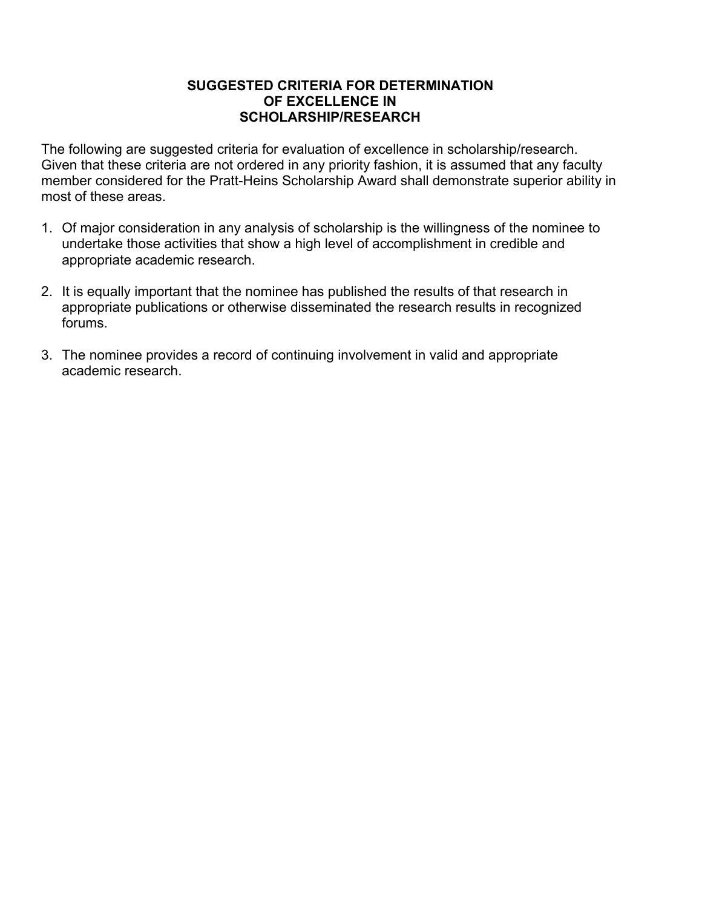# SUGGESTED CRITERIA FOR DETERMINATION OF EXCELLENCE IN SCHOLARSHIP/RESEARCH

The following are suggested criteria for evaluation of excellence in scholarship/research. Given that these criteria are not ordered in any priority fashion, it is assumed that any faculty member considered for the Pratt-Heins Scholarship Award shall demonstrate superior ability in most of these areas.

1. Of major consideration in any analysis of scholarship is the willingness of the nominee to undertake those activities that show a high level of accomplishment in credible and appropriate academic research.

2. It is equally important that the nominee has published the results of that research in appropriate publications or otherwise disseminated the research results in recognized forums.

3. The nominee provides a record of continuing involvement in valid and appropriate academic research.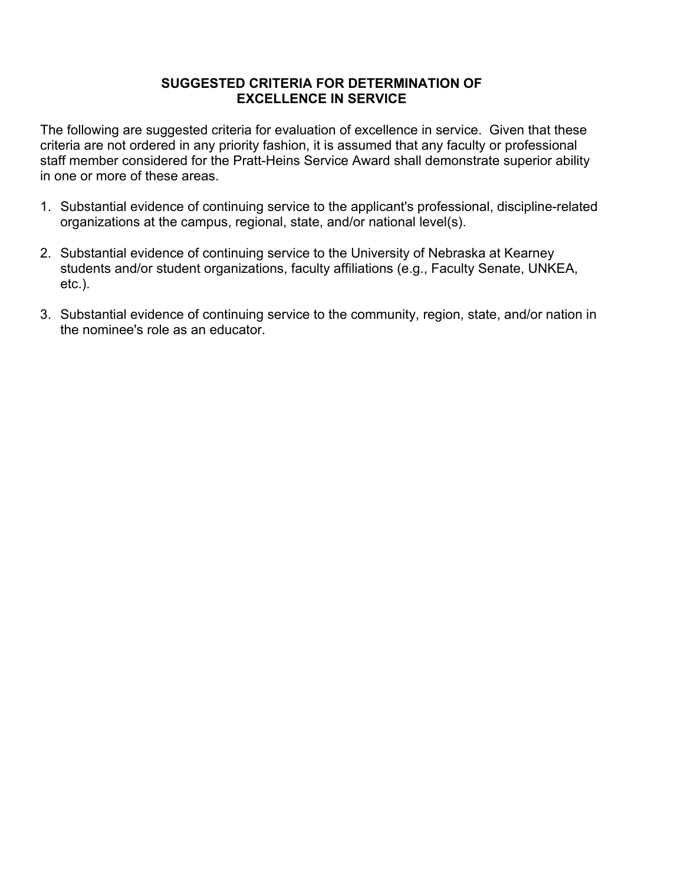## SUGGESTED CRITERIA FOR DETERMINATION OF EXCELLENCE IN SERVICE

The following are suggested criteria for evaluation of excellence in service. Given that these criteria are not ordered in any priority fashion, it is assumed that any faculty or professional staff member considered for the Pratt-Heins Service Award shall demonstrate superior ability in one or more of these areas.

1. Substantial evidence of continuing service to the applicant's professional, discipline-related organizations at the campus, regional, state, and/or national level(s).

2. Substantial evidence of continuing service to the University of Nebraska at Kearney students and/or student organizations, faculty affiliations (e.g., Faculty Senate, UNKEA, etc.).

3. Substantial evidence of continuing service to the community, region, state, and/or nation in the nominee's role as an educator.